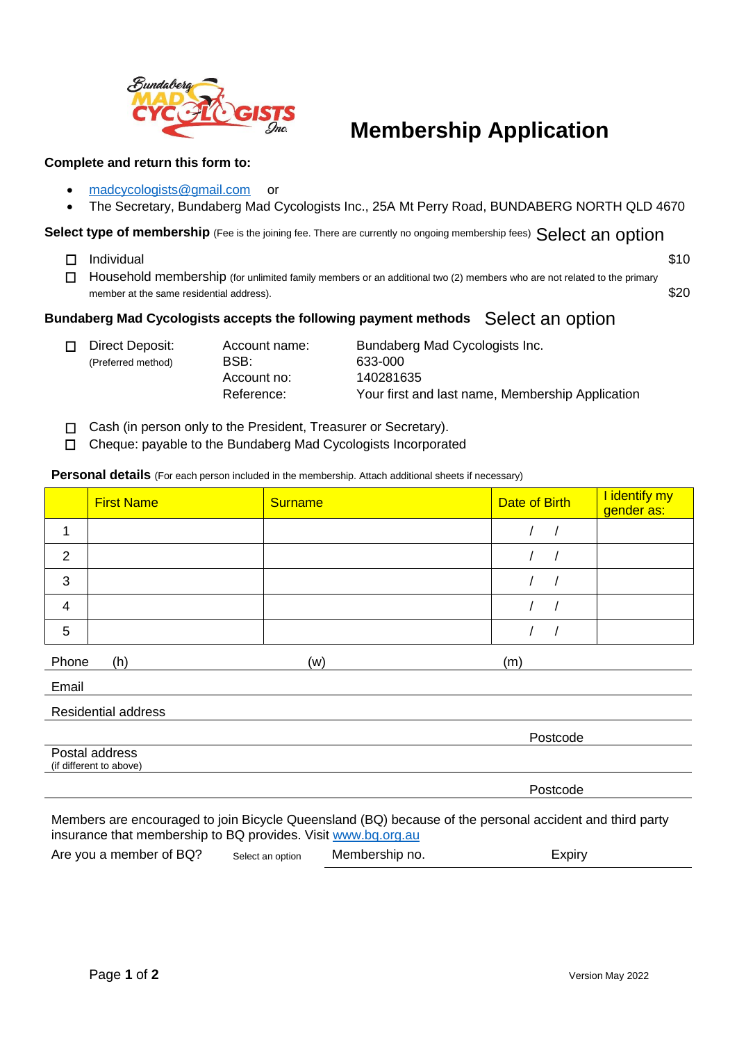# Membership Application

**Complete and return this form to:**

- madcycologists@gmail.com or
- The Secretary, Bundaberg Mad Cycologists Inc., 25A Mt Perry Road, BUNDABERG NORTH QLD 4670

**Select type of membership** (Fee is the joining fee. There are currently no ongoing membership fees) Select an option

- ☐ Individual — $10
- ☐ Household membership (for unlimited family members or an additional two (2) members who are not related to the primary member at the same residential address). — $20

**Bundaberg Mad Cycologists accepts the following payment methods** Select an option

☐ Direct Deposit: (Preferred method)

| | |
|---|---|
| Account name: | Bundaberg Mad Cycologists Inc. |
| BSB: | 633-000 |
| Account no: | 140281635 |
| Reference: | Your first and last name, Membership Application |

- ☐ Cash (in person only to the President, Treasurer or Secretary).
- ☐ Cheque: payable to the Bundaberg Mad Cycologists Incorporated

**Personal details** (For each person included in the membership. Attach additional sheets if necessary)

| | First Name | Surname | Date of Birth | I identify my gender as: |
|---|---|---|---|---|
| 1 | | | / / | |
| 2 | | | / / | |
| 3 | | | / / | |
| 4 | | | / / | |
| 5 | | | / / | |

Phone (h) (w) (m)

Email

Residential address

Postcode

Postal address
(if different to above)

Postcode

Members are encouraged to join Bicycle Queensland (BQ) because of the personal accident and third party insurance that membership to BQ provides. Visit www.bq.org.au

Are you a member of BQ? Select an option Membership no. Expiry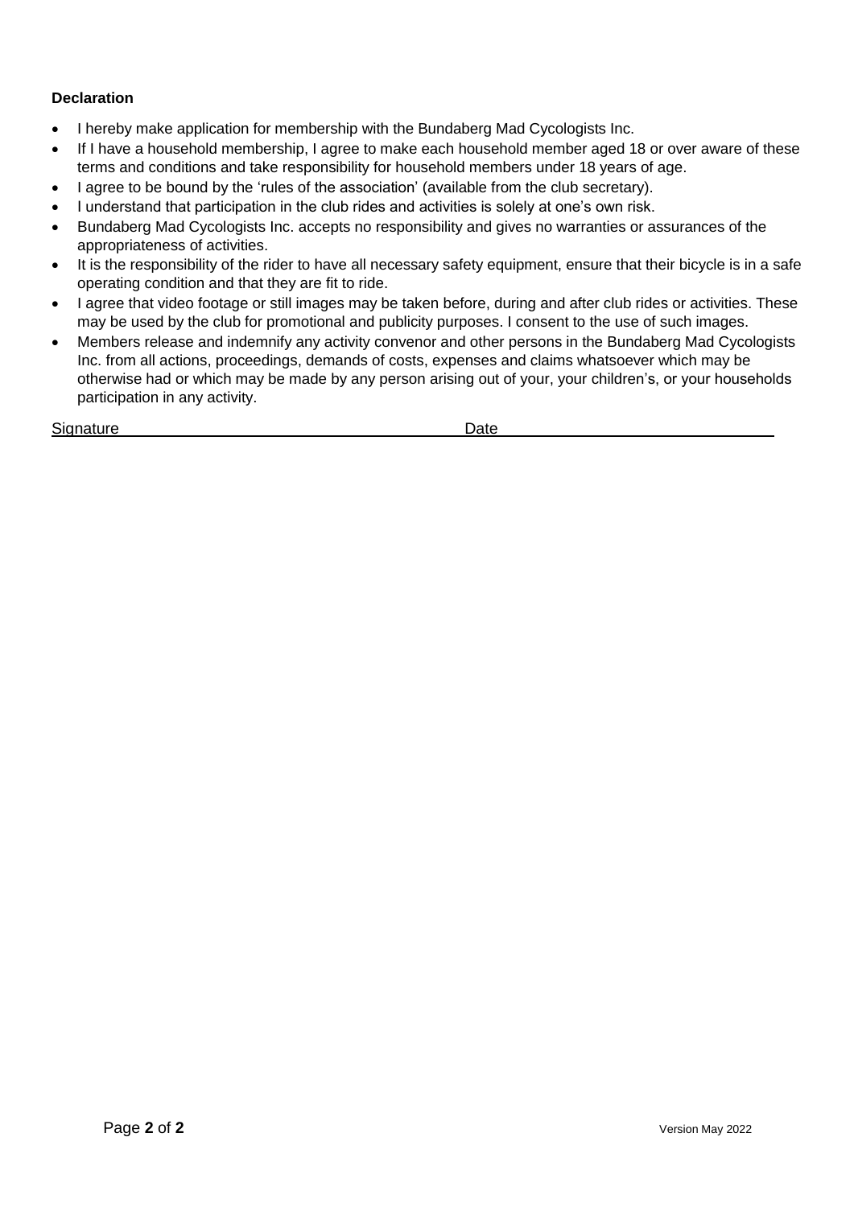**Declaration**

- I hereby make application for membership with the Bundaberg Mad Cycologists Inc.
- If I have a household membership, I agree to make each household member aged 18 or over aware of these terms and conditions and take responsibility for household members under 18 years of age.
- I agree to be bound by the 'rules of the association' (available from the club secretary).
- I understand that participation in the club rides and activities is solely at one's own risk.
- Bundaberg Mad Cycologists Inc. accepts no responsibility and gives no warranties or assurances of the appropriateness of activities.
- It is the responsibility of the rider to have all necessary safety equipment, ensure that their bicycle is in a safe operating condition and that they are fit to ride.
- I agree that video footage or still images may be taken before, during and after club rides or activities. These may be used by the club for promotional and publicity purposes. I consent to the use of such images.
- Members release and indemnify any activity convenor and other persons in the Bundaberg Mad Cycologists Inc. from all actions, proceedings, demands of costs, expenses and claims whatsoever which may be otherwise had or which may be made by any person arising out of your, your children's, or your households participation in any activity.

Signature \_\_\_\_\_\_\_\_\_\_\_\_\_\_\_\_\_\_\_\_\_\_\_\_\_\_\_\_\_\_\_\_\_\_ Date \_\_\_\_\_\_\_\_\_\_\_\_\_\_\_\_\_\_\_\_\_\_\_\_\_\_\_\_\_\_

Version May 2022